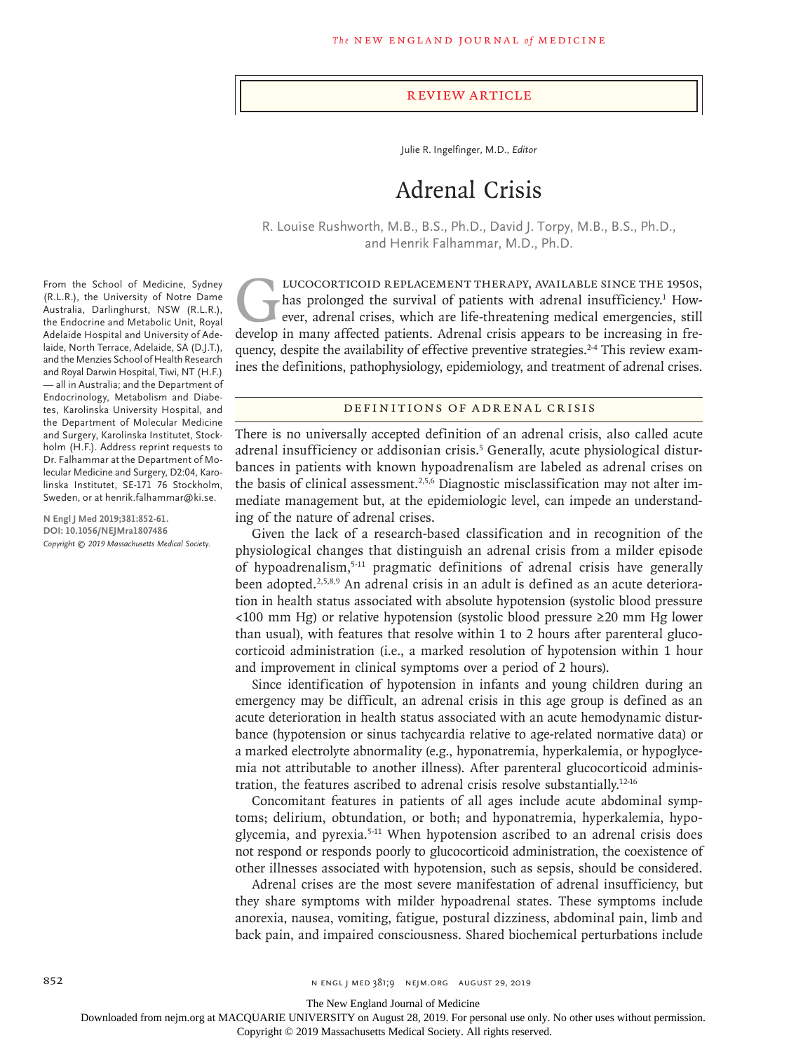REVIEW ARTICLE

Julie R. Ingelfinger, M.D., *Editor*

# Adrenal Crisis

R. Louise Rushworth, M.B., B.S., Ph.D., David J. Torpy, M.B., B.S., Ph.D., and Henrik Falhammar, M.D., Ph.D.

From the School of Medicine, Sydney (R.L.R.), the University of Notre Dame Australia, Darlinghurst, NSW (R.L.R.), the Endocrine and Metabolic Unit, Royal Adelaide Hospital and University of Adelaide, North Terrace, Adelaide, SA (D.J.T.), and the Menzies School of Health Research and Royal Darwin Hospital, Tiwi, NT (H.F.) — all in Australia; and the Department of Endocrinology, Metabolism and Diabetes, Karolinska University Hospital, and the Department of Molecular Medicine and Surgery, Karolinska Institutet, Stockholm (H.F.). Address reprint requests to Dr. Falhammar at the Department of Molecular Medicine and Surgery, D2:04, Karolinska Institutet, SE-171 76 Stockholm, Sweden, or at henrik.falhammar@ki.se.

**N Engl J Med 2019;381:852-61.**
**DOI: 10.1056/NEJMra1807486**
*Copyright © 2019 Massachusetts Medical Society.*

Glucocorticoid replacement therapy, available since the 1950s, has prolonged the survival of patients with adrenal insufficiency.[1] However, adrenal crises, which are life-threatening medical emergencies, still develop in many affected patients. Adrenal crisis appears to be increasing in frequency, despite the availability of effective preventive strategies.[2-4] This review examines the definitions, pathophysiology, epidemiology, and treatment of adrenal crises.

## DEFINITIONS OF ADRENAL CRISIS

There is no universally accepted definition of an adrenal crisis, also called acute adrenal insufficiency or addisonian crisis.[5] Generally, acute physiological disturbances in patients with known hypoadrenalism are labeled as adrenal crises on the basis of clinical assessment.[2,5,6] Diagnostic misclassification may not alter immediate management but, at the epidemiologic level, can impede an understanding of the nature of adrenal crises.

Given the lack of a research-based classification and in recognition of the physiological changes that distinguish an adrenal crisis from a milder episode of hypoadrenalism,[5-11] pragmatic definitions of adrenal crisis have generally been adopted.[2,5,8,9] An adrenal crisis in an adult is defined as an acute deterioration in health status associated with absolute hypotension (systolic blood pressure <100 mm Hg) or relative hypotension (systolic blood pressure ≥20 mm Hg lower than usual), with features that resolve within 1 to 2 hours after parenteral glucocorticoid administration (i.e., a marked resolution of hypotension within 1 hour and improvement in clinical symptoms over a period of 2 hours).

Since identification of hypotension in infants and young children during an emergency may be difficult, an adrenal crisis in this age group is defined as an acute deterioration in health status associated with an acute hemodynamic disturbance (hypotension or sinus tachycardia relative to age-related normative data) or a marked electrolyte abnormality (e.g., hyponatremia, hyperkalemia, or hypoglycemia not attributable to another illness). After parenteral glucocorticoid administration, the features ascribed to adrenal crisis resolve substantially.[12-16]

Concomitant features in patients of all ages include acute abdominal symptoms; delirium, obtundation, or both; and hyponatremia, hyperkalemia, hypoglycemia, and pyrexia.[5-11] When hypotension ascribed to an adrenal crisis does not respond or responds poorly to glucocorticoid administration, the coexistence of other illnesses associated with hypotension, such as sepsis, should be considered.

Adrenal crises are the most severe manifestation of adrenal insufficiency, but they share symptoms with milder hypoadrenal states. These symptoms include anorexia, nausea, vomiting, fatigue, postural dizziness, abdominal pain, limb and back pain, and impaired consciousness. Shared biochemical perturbations include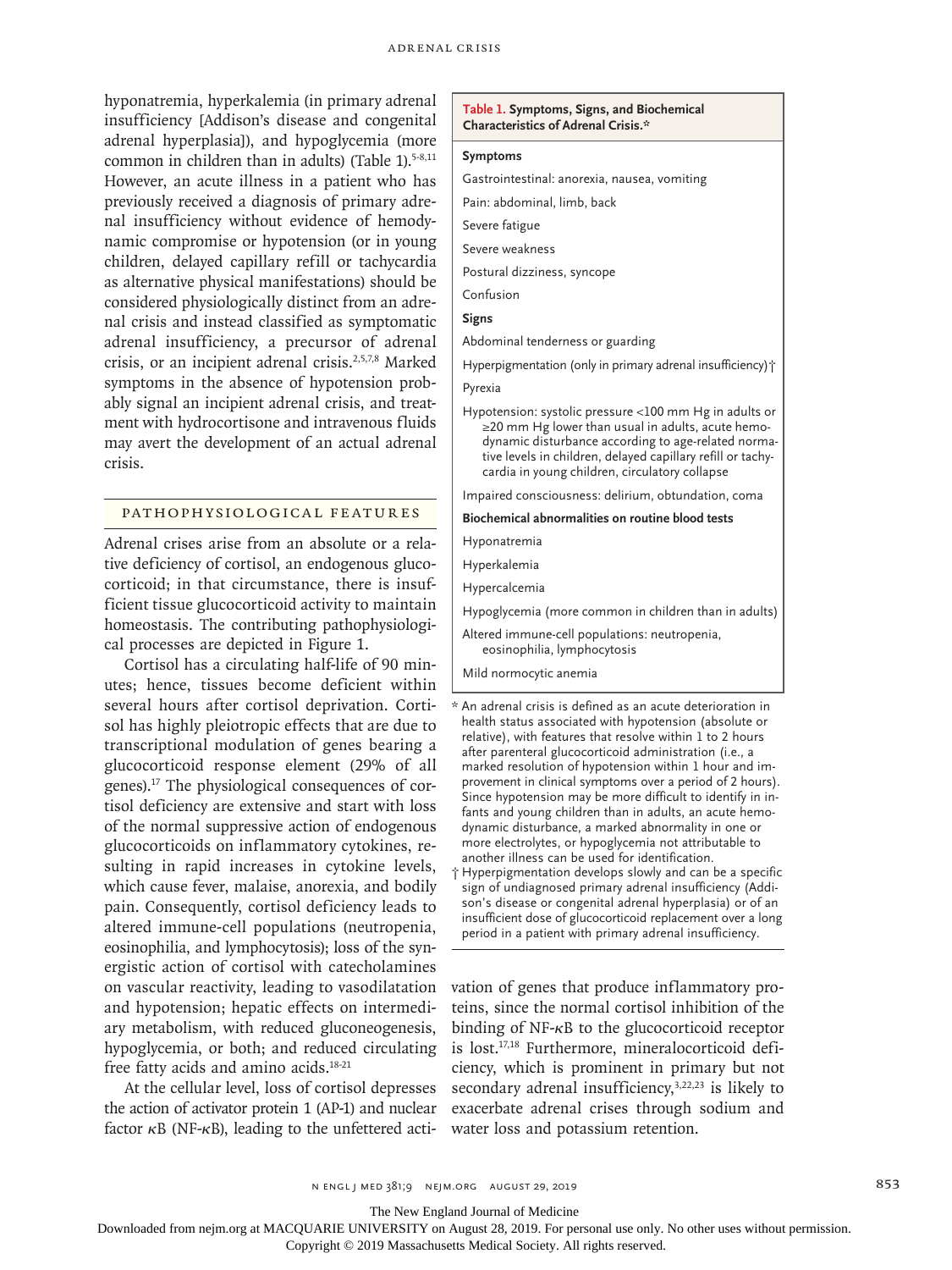hyponatremia, hyperkalemia (in primary adrenal insufficiency [Addison's disease and congenital adrenal hyperplasia]), and hypoglycemia (more common in children than in adults) (Table 1).[5-8,11] However, an acute illness in a patient who has previously received a diagnosis of primary adrenal insufficiency without evidence of hemodynamic compromise or hypotension (or in young children, delayed capillary refill or tachycardia as alternative physical manifestations) should be considered physiologically distinct from an adrenal crisis and instead classified as symptomatic adrenal insufficiency, a precursor of adrenal crisis, or an incipient adrenal crisis.[2,5,7,8] Marked symptoms in the absence of hypotension probably signal an incipient adrenal crisis, and treatment with hydrocortisone and intravenous fluids may avert the development of an actual adrenal crisis.

**Table 1. Symptoms, Signs, and Biochemical Characteristics of Adrenal Crisis.***

| |
|---|
| **Symptoms** |
| Gastrointestinal: anorexia, nausea, vomiting |
| Pain: abdominal, limb, back |
| Severe fatigue |
| Severe weakness |
| Postural dizziness, syncope |
| Confusion |
| **Signs** |
| Abdominal tenderness or guarding |
| Hyperpigmentation (only in primary adrenal insufficiency)† |
| Pyrexia |
| Hypotension: systolic pressure <100 mm Hg in adults or ≥20 mm Hg lower than usual in adults, acute hemodynamic disturbance according to age-related normative levels in children, delayed capillary refill or tachycardia in young children, circulatory collapse |
| Impaired consciousness: delirium, obtundation, coma |
| **Biochemical abnormalities on routine blood tests** |
| Hyponatremia |
| Hyperkalemia |
| Hypercalcemia |
| Hypoglycemia (more common in children than in adults) |
| Altered immune-cell populations: neutropenia, eosinophilia, lymphocytosis |
| Mild normocytic anemia |

\* An adrenal crisis is defined as an acute deterioration in health status associated with hypotension (absolute or relative), with features that resolve within 1 to 2 hours after parenteral glucocorticoid administration (i.e., a marked resolution of hypotension within 1 hour and improvement in clinical symptoms over a period of 2 hours). Since hypotension may be more difficult to identify in infants and young children than in adults, an acute hemodynamic disturbance, a marked abnormality in one or more electrolytes, or hypoglycemia not attributable to another illness can be used for identification.

† Hyperpigmentation develops slowly and can be a specific sign of undiagnosed primary adrenal insufficiency (Addison's disease or congenital adrenal hyperplasia) or of an insufficient dose of glucocorticoid replacement over a long period in a patient with primary adrenal insufficiency.

## PATHOPHYSIOLOGICAL FEATURES

Adrenal crises arise from an absolute or a relative deficiency of cortisol, an endogenous glucocorticoid; in that circumstance, there is insufficient tissue glucocorticoid activity to maintain homeostasis. The contributing pathophysiological processes are depicted in Figure 1.

Cortisol has a circulating half-life of 90 minutes; hence, tissues become deficient within several hours after cortisol deprivation. Cortisol has highly pleiotropic effects that are due to transcriptional modulation of genes bearing a glucocorticoid response element (29% of all genes).[17] The physiological consequences of cortisol deficiency are extensive and start with loss of the normal suppressive action of endogenous glucocorticoids on inflammatory cytokines, resulting in rapid increases in cytokine levels, which cause fever, malaise, anorexia, and bodily pain. Consequently, cortisol deficiency leads to altered immune-cell populations (neutropenia, eosinophilia, and lymphocytosis); loss of the synergistic action of cortisol with catecholamines on vascular reactivity, leading to vasodilatation and hypotension; hepatic effects on intermediary metabolism, with reduced gluconeogenesis, hypoglycemia, or both; and reduced circulating free fatty acids and amino acids.[18-21]

At the cellular level, loss of cortisol depresses the action of activator protein 1 (AP-1) and nuclear factor κB (NF-κB), leading to the unfettered activation of genes that produce inflammatory proteins, since the normal cortisol inhibition of the binding of NF-κB to the glucocorticoid receptor is lost.[17,18] Furthermore, mineralocorticoid deficiency, which is prominent in primary but not secondary adrenal insufficiency,[3,22,23] is likely to exacerbate adrenal crises through sodium and water loss and potassium retention.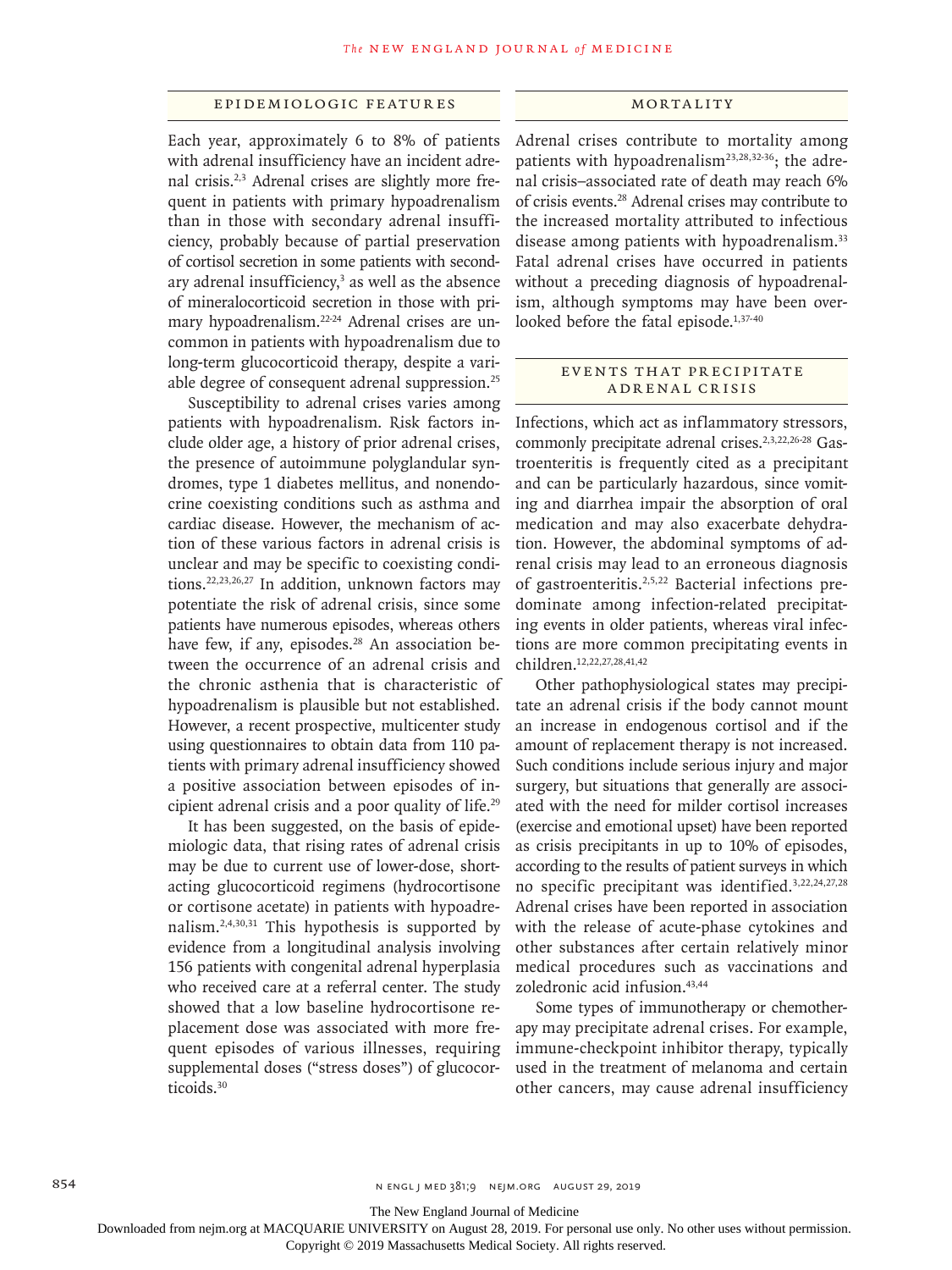## Epidemiologic Features

Each year, approximately 6 to 8% of patients with adrenal insufficiency have an incident adrenal crisis.[2,3] Adrenal crises are slightly more frequent in patients with primary hypoadrenalism than in those with secondary adrenal insufficiency, probably because of partial preservation of cortisol secretion in some patients with secondary adrenal insufficiency,[3] as well as the absence of mineralocorticoid secretion in those with primary hypoadrenalism.[22-24] Adrenal crises are uncommon in patients with hypoadrenalism due to long-term glucocorticoid therapy, despite a variable degree of consequent adrenal suppression.[25]

Susceptibility to adrenal crises varies among patients with hypoadrenalism. Risk factors include older age, a history of prior adrenal crises, the presence of autoimmune polyglandular syndromes, type 1 diabetes mellitus, and nonendocrine coexisting conditions such as asthma and cardiac disease. However, the mechanism of action of these various factors in adrenal crisis is unclear and may be specific to coexisting conditions.[22,23,26,27] In addition, unknown factors may potentiate the risk of adrenal crisis, since some patients have numerous episodes, whereas others have few, if any, episodes.[28] An association between the occurrence of an adrenal crisis and the chronic asthenia that is characteristic of hypoadrenalism is plausible but not established. However, a recent prospective, multicenter study using questionnaires to obtain data from 110 patients with primary adrenal insufficiency showed a positive association between episodes of incipient adrenal crisis and a poor quality of life.[29]

It has been suggested, on the basis of epidemiologic data, that rising rates of adrenal crisis may be due to current use of lower-dose, short-acting glucocorticoid regimens (hydrocortisone or cortisone acetate) in patients with hypoadrenalism.[2,4,30,31] This hypothesis is supported by evidence from a longitudinal analysis involving 156 patients with congenital adrenal hyperplasia who received care at a referral center. The study showed that a low baseline hydrocortisone replacement dose was associated with more frequent episodes of various illnesses, requiring supplemental doses ("stress doses") of glucocorticoids.[30]

## Mortality

Adrenal crises contribute to mortality among patients with hypoadrenalism[23,28,32-36]; the adrenal crisis–associated rate of death may reach 6% of crisis events.[28] Adrenal crises may contribute to the increased mortality attributed to infectious disease among patients with hypoadrenalism.[33] Fatal adrenal crises have occurred in patients without a preceding diagnosis of hypoadrenalism, although symptoms may have been overlooked before the fatal episode.[1,37-40]

## Events That Precipitate Adrenal Crisis

Infections, which act as inflammatory stressors, commonly precipitate adrenal crises.[2,3,22,26-28] Gastroenteritis is frequently cited as a precipitant and can be particularly hazardous, since vomiting and diarrhea impair the absorption of oral medication and may also exacerbate dehydration. However, the abdominal symptoms of adrenal crisis may lead to an erroneous diagnosis of gastroenteritis.[2,5,22] Bacterial infections predominate among infection-related precipitating events in older patients, whereas viral infections are more common precipitating events in children.[12,22,27,28,41,42]

Other pathophysiological states may precipitate an adrenal crisis if the body cannot mount an increase in endogenous cortisol and if the amount of replacement therapy is not increased. Such conditions include serious injury and major surgery, but situations that generally are associated with the need for milder cortisol increases (exercise and emotional upset) have been reported as crisis precipitants in up to 10% of episodes, according to the results of patient surveys in which no specific precipitant was identified.[3,22,24,27,28] Adrenal crises have been reported in association with the release of acute-phase cytokines and other substances after certain relatively minor medical procedures such as vaccinations and zoledronic acid infusion.[43,44]

Some types of immunotherapy or chemotherapy may precipitate adrenal crises. For example, immune-checkpoint inhibitor therapy, typically used in the treatment of melanoma and certain other cancers, may cause adrenal insufficiency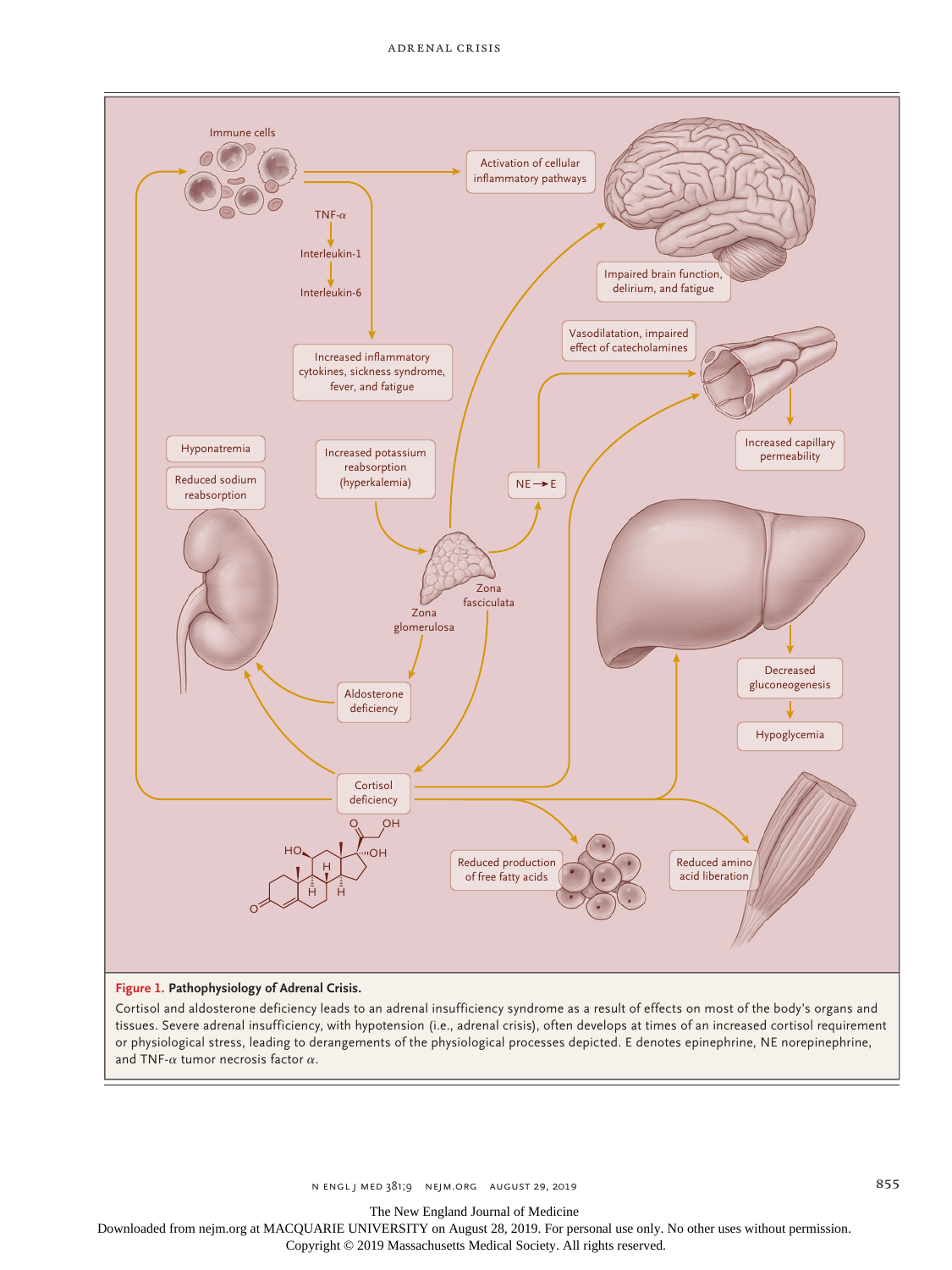**Figure 1. Pathophysiology of Adrenal Crisis.**

Cortisol and aldosterone deficiency leads to an adrenal insufficiency syndrome as a result of effects on most of the body's organs and tissues. Severe adrenal insufficiency, with hypotension (i.e., adrenal crisis), often develops at times of an increased cortisol requirement or physiological stress, leading to derangements of the physiological processes depicted. E denotes epinephrine, NE norepinephrine, and TNF-α tumor necrosis factor α.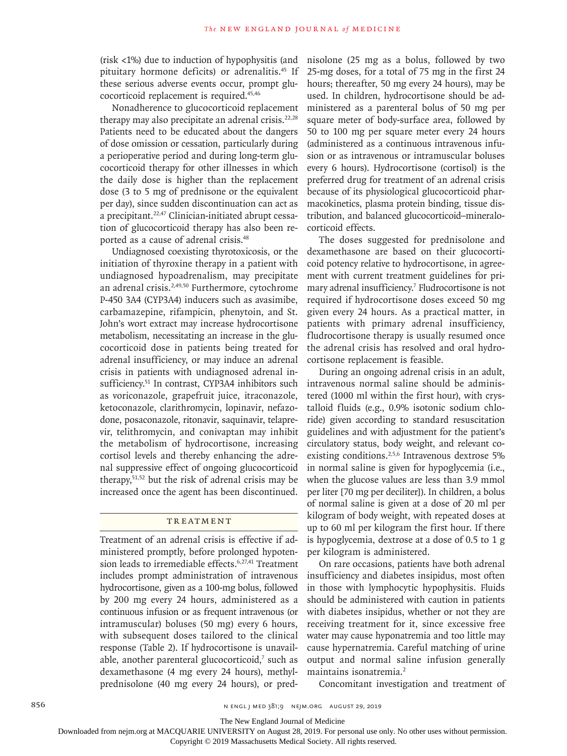(risk <1%) due to induction of hypophysitis (and pituitary hormone deficits) or adrenalitis.[45] If these serious adverse events occur, prompt glucocorticoid replacement is required.[45,46]

Nonadherence to glucocorticoid replacement therapy may also precipitate an adrenal crisis.[22,28] Patients need to be educated about the dangers of dose omission or cessation, particularly during a perioperative period and during long-term glucocorticoid therapy for other illnesses in which the daily dose is higher than the replacement dose (3 to 5 mg of prednisone or the equivalent per day), since sudden discontinuation can act as a precipitant.[22,47] Clinician-initiated abrupt cessation of glucocorticoid therapy has also been reported as a cause of adrenal crisis.[48]

Undiagnosed coexisting thyrotoxicosis, or the initiation of thyroxine therapy in a patient with undiagnosed hypoadrenalism, may precipitate an adrenal crisis.[2,49,50] Furthermore, cytochrome P-450 3A4 (CYP3A4) inducers such as avasimibe, carbamazepine, rifampicin, phenytoin, and St. John's wort extract may increase hydrocortisone metabolism, necessitating an increase in the glucocorticoid dose in patients being treated for adrenal insufficiency, or may induce an adrenal crisis in patients with undiagnosed adrenal insufficiency.[51] In contrast, CYP3A4 inhibitors such as voriconazole, grapefruit juice, itraconazole, ketoconazole, clarithromycin, lopinavir, nefazodone, posaconazole, ritonavir, saquinavir, telaprevir, telithromycin, and conivaptan may inhibit the metabolism of hydrocortisone, increasing cortisol levels and thereby enhancing the adrenal suppressive effect of ongoing glucocorticoid therapy,[51,52] but the risk of adrenal crisis may be increased once the agent has been discontinued.

## Treatment

Treatment of an adrenal crisis is effective if administered promptly, before prolonged hypotension leads to irremediable effects.[6,27,41] Treatment includes prompt administration of intravenous hydrocortisone, given as a 100-mg bolus, followed by 200 mg every 24 hours, administered as a continuous infusion or as frequent intravenous (or intramuscular) boluses (50 mg) every 6 hours, with subsequent doses tailored to the clinical response (Table 2). If hydrocortisone is unavailable, another parenteral glucocorticoid,[7] such as dexamethasone (4 mg every 24 hours), methylprednisolone (40 mg every 24 hours), or prednisolone (25 mg as a bolus, followed by two 25-mg doses, for a total of 75 mg in the first 24 hours; thereafter, 50 mg every 24 hours), may be used. In children, hydrocortisone should be administered as a parenteral bolus of 50 mg per square meter of body-surface area, followed by 50 to 100 mg per square meter every 24 hours (administered as a continuous intravenous infusion or as intravenous or intramuscular boluses every 6 hours). Hydrocortisone (cortisol) is the preferred drug for treatment of an adrenal crisis because of its physiological glucocorticoid pharmacokinetics, plasma protein binding, tissue distribution, and balanced glucocorticoid–mineralocorticoid effects.

The doses suggested for prednisolone and dexamethasone are based on their glucocorticoid potency relative to hydrocortisone, in agreement with current treatment guidelines for primary adrenal insufficiency.[7] Fludrocortisone is not required if hydrocortisone doses exceed 50 mg given every 24 hours. As a practical matter, in patients with primary adrenal insufficiency, fludrocortisone therapy is usually resumed once the adrenal crisis has resolved and oral hydrocortisone replacement is feasible.

During an ongoing adrenal crisis in an adult, intravenous normal saline should be administered (1000 ml within the first hour), with crystalloid fluids (e.g., 0.9% isotonic sodium chloride) given according to standard resuscitation guidelines and with adjustment for the patient's circulatory status, body weight, and relevant coexisting conditions.[2,5,6] Intravenous dextrose 5% in normal saline is given for hypoglycemia (i.e., when the glucose values are less than 3.9 mmol per liter [70 mg per deciliter]). In children, a bolus of normal saline is given at a dose of 20 ml per kilogram of body weight, with repeated doses at up to 60 ml per kilogram the first hour. If there is hypoglycemia, dextrose at a dose of 0.5 to 1 g per kilogram is administered.

On rare occasions, patients have both adrenal insufficiency and diabetes insipidus, most often in those with lymphocytic hypophysitis. Fluids should be administered with caution in patients with diabetes insipidus, whether or not they are receiving treatment for it, since excessive free water may cause hyponatremia and too little may cause hypernatremia. Careful matching of urine output and normal saline infusion generally maintains isonatremia.[2]

Concomitant investigation and treatment of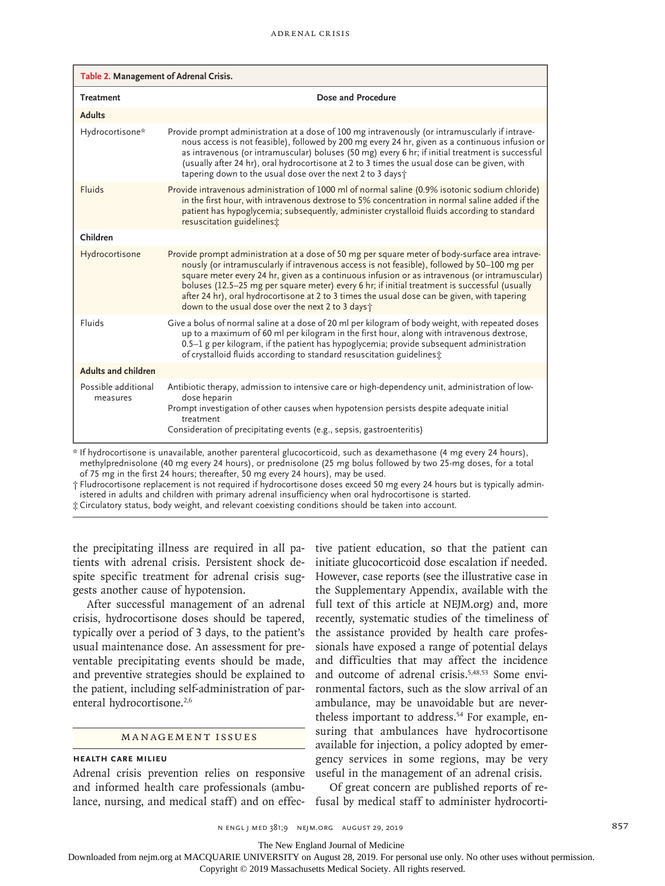**Table 2. Management of Adrenal Crisis.**

| Treatment | Dose and Procedure |
|---|---|
| **Adults** | |
| Hydrocortisone* | Provide prompt administration at a dose of 100 mg intravenously (or intramuscularly if intravenous access is not feasible), followed by 200 mg every 24 hr, given as a continuous infusion or as intravenous (or intramuscular) boluses (50 mg) every 6 hr; if initial treatment is successful (usually after 24 hr), oral hydrocortisone at 2 to 3 times the usual dose can be given, with tapering down to the usual dose over the next 2 to 3 days† |
| Fluids | Provide intravenous administration of 1000 ml of normal saline (0.9% isotonic sodium chloride) in the first hour, with intravenous dextrose to 5% concentration in normal saline added if the patient has hypoglycemia; subsequently, administer crystalloid fluids according to standard resuscitation guidelines‡ |
| **Children** | |
| Hydrocortisone | Provide prompt administration at a dose of 50 mg per square meter of body-surface area intravenously (or intramuscularly if intravenous access is not feasible), followed by 50–100 mg per square meter every 24 hr, given as a continuous infusion or as intravenous (or intramuscular) boluses (12.5–25 mg per square meter) every 6 hr; if initial treatment is successful (usually after 24 hr), oral hydrocortisone at 2 to 3 times the usual dose can be given, with tapering down to the usual dose over the next 2 to 3 days† |
| Fluids | Give a bolus of normal saline at a dose of 20 ml per kilogram of body weight, with repeated doses up to a maximum of 60 ml per kilogram in the first hour, along with intravenous dextrose, 0.5–1 g per kilogram, if the patient has hypoglycemia; provide subsequent administration of crystalloid fluids according to standard resuscitation guidelines‡ |
| **Adults and children** | |
| Possible additional measures | Antibiotic therapy, admission to intensive care or high-dependency unit, administration of low-dose heparin<br>Prompt investigation of other causes when hypotension persists despite adequate initial treatment<br>Consideration of precipitating events (e.g., sepsis, gastroenteritis) |

\* If hydrocortisone is unavailable, another parenteral glucocorticoid, such as dexamethasone (4 mg every 24 hours), methylprednisolone (40 mg every 24 hours), or prednisolone (25 mg bolus followed by two 25-mg doses, for a total of 75 mg in the first 24 hours; thereafter, 50 mg every 24 hours), may be used.

† Fludrocortisone replacement is not required if hydrocortisone doses exceed 50 mg every 24 hours but is typically administered in adults and children with primary adrenal insufficiency when oral hydrocortisone is started.

‡ Circulatory status, body weight, and relevant coexisting conditions should be taken into account.

the precipitating illness are required in all patients with adrenal crisis. Persistent shock despite specific treatment for adrenal crisis suggests another cause of hypotension.

After successful management of an adrenal crisis, hydrocortisone doses should be tapered, typically over a period of 3 days, to the patient's usual maintenance dose. An assessment for preventable precipitating events should be made, and preventive strategies should be explained to the patient, including self-administration of parenteral hydrocortisone.[2,6]

## Management Issues

### Health Care Milieu

Adrenal crisis prevention relies on responsive and informed health care professionals (ambulance, nursing, and medical staff) and on effective patient education, so that the patient can initiate glucocorticoid dose escalation if needed. However, case reports (see the illustrative case in the Supplementary Appendix, available with the full text of this article at NEJM.org) and, more recently, systematic studies of the timeliness of the assistance provided by health care professionals have exposed a range of potential delays and difficulties that may affect the incidence and outcome of adrenal crisis.[5,48,53] Some environmental factors, such as the slow arrival of an ambulance, may be unavoidable but are nevertheless important to address.[54] For example, ensuring that ambulances have hydrocortisone available for injection, a policy adopted by emergency services in some regions, may be very useful in the management of an adrenal crisis.

Of great concern are published reports of refusal by medical staff to administer hydrocorti-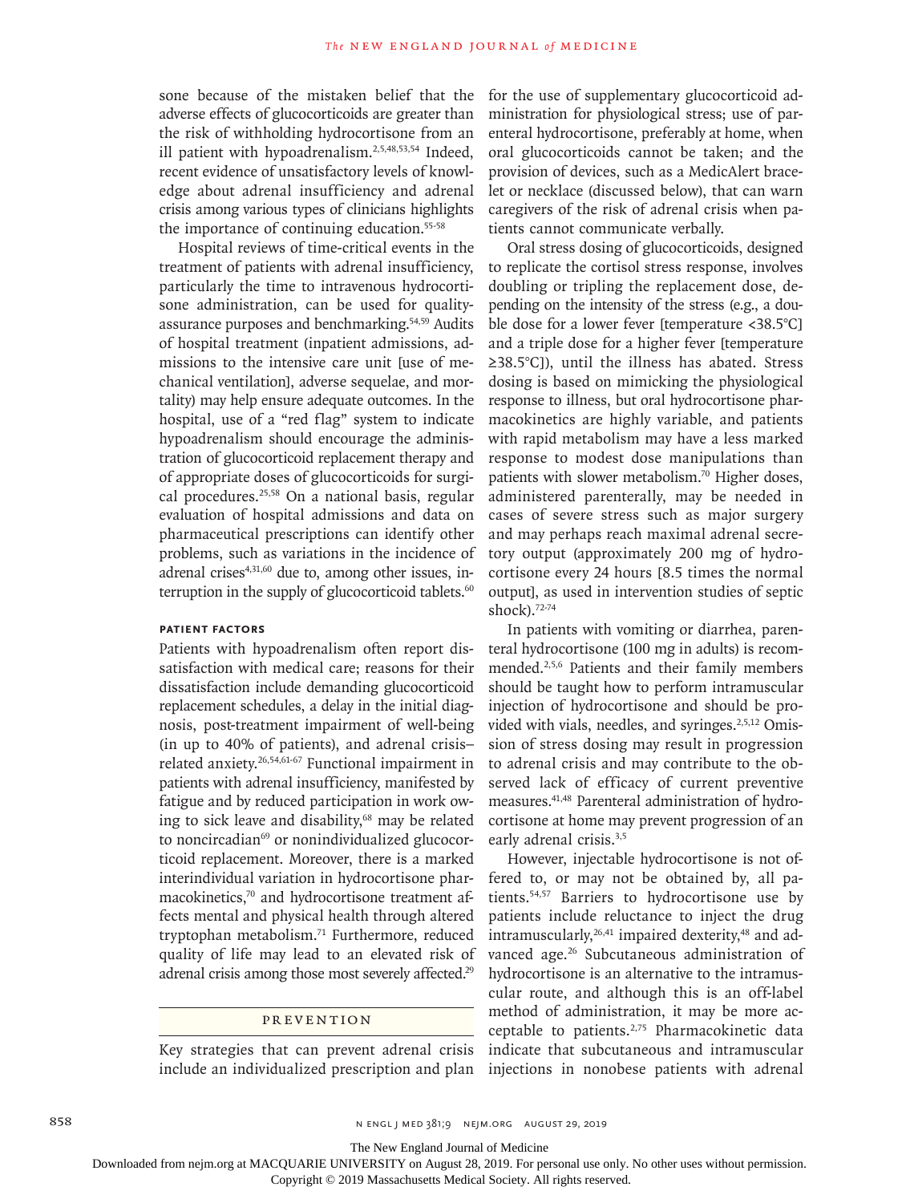sone because of the mistaken belief that the adverse effects of glucocorticoids are greater than the risk of withholding hydrocortisone from an ill patient with hypoadrenalism.[2,5,48,53,54] Indeed, recent evidence of unsatisfactory levels of knowledge about adrenal insufficiency and adrenal crisis among various types of clinicians highlights the importance of continuing education.[55-58]

Hospital reviews of time-critical events in the treatment of patients with adrenal insufficiency, particularly the time to intravenous hydrocortisone administration, can be used for quality-assurance purposes and benchmarking.[54,59] Audits of hospital treatment (inpatient admissions, admissions to the intensive care unit [use of mechanical ventilation], adverse sequelae, and mortality) may help ensure adequate outcomes. In the hospital, use of a "red flag" system to indicate hypoadrenalism should encourage the administration of glucocorticoid replacement therapy and of appropriate doses of glucocorticoids for surgical procedures.[25,58] On a national basis, regular evaluation of hospital admissions and data on pharmaceutical prescriptions can identify other problems, such as variations in the incidence of adrenal crises[4,31,60] due to, among other issues, interruption in the supply of glucocorticoid tablets.[60]

### PATIENT FACTORS

Patients with hypoadrenalism often report dissatisfaction with medical care; reasons for their dissatisfaction include demanding glucocorticoid replacement schedules, a delay in the initial diagnosis, post-treatment impairment of well-being (in up to 40% of patients), and adrenal crisis–related anxiety.[26,54,61-67] Functional impairment in patients with adrenal insufficiency, manifested by fatigue and by reduced participation in work owing to sick leave and disability,[68] may be related to noncircadian[69] or nonindividualized glucocorticoid replacement. Moreover, there is a marked interindividual variation in hydrocortisone pharmacokinetics,[70] and hydrocortisone treatment affects mental and physical health through altered tryptophan metabolism.[71] Furthermore, reduced quality of life may lead to an elevated risk of adrenal crisis among those most severely affected.[29]

## PREVENTION

Key strategies that can prevent adrenal crisis include an individualized prescription and plan for the use of supplementary glucocorticoid administration for physiological stress; use of parenteral hydrocortisone, preferably at home, when oral glucocorticoids cannot be taken; and the provision of devices, such as a MedicAlert bracelet or necklace (discussed below), that can warn caregivers of the risk of adrenal crisis when patients cannot communicate verbally.

Oral stress dosing of glucocorticoids, designed to replicate the cortisol stress response, involves doubling or tripling the replacement dose, depending on the intensity of the stress (e.g., a double dose for a lower fever [temperature <38.5°C] and a triple dose for a higher fever [temperature ≥38.5°C]), until the illness has abated. Stress dosing is based on mimicking the physiological response to illness, but oral hydrocortisone pharmacokinetics are highly variable, and patients with rapid metabolism may have a less marked response to modest dose manipulations than patients with slower metabolism.[70] Higher doses, administered parenterally, may be needed in cases of severe stress such as major surgery and may perhaps reach maximal adrenal secretory output (approximately 200 mg of hydrocortisone every 24 hours [8.5 times the normal output], as used in intervention studies of septic shock).[72-74]

In patients with vomiting or diarrhea, parenteral hydrocortisone (100 mg in adults) is recommended.[2,5,6] Patients and their family members should be taught how to perform intramuscular injection of hydrocortisone and should be provided with vials, needles, and syringes.[2,5,12] Omission of stress dosing may result in progression to adrenal crisis and may contribute to the observed lack of efficacy of current preventive measures.[41,48] Parenteral administration of hydrocortisone at home may prevent progression of an early adrenal crisis.[3,5]

However, injectable hydrocortisone is not offered to, or may not be obtained by, all patients.[54,57] Barriers to hydrocortisone use by patients include reluctance to inject the drug intramuscularly,[26,41] impaired dexterity,[48] and advanced age.[26] Subcutaneous administration of hydrocortisone is an alternative to the intramuscular route, and although this is an off-label method of administration, it may be more acceptable to patients.[2,75] Pharmacokinetic data indicate that subcutaneous and intramuscular injections in nonobese patients with adrenal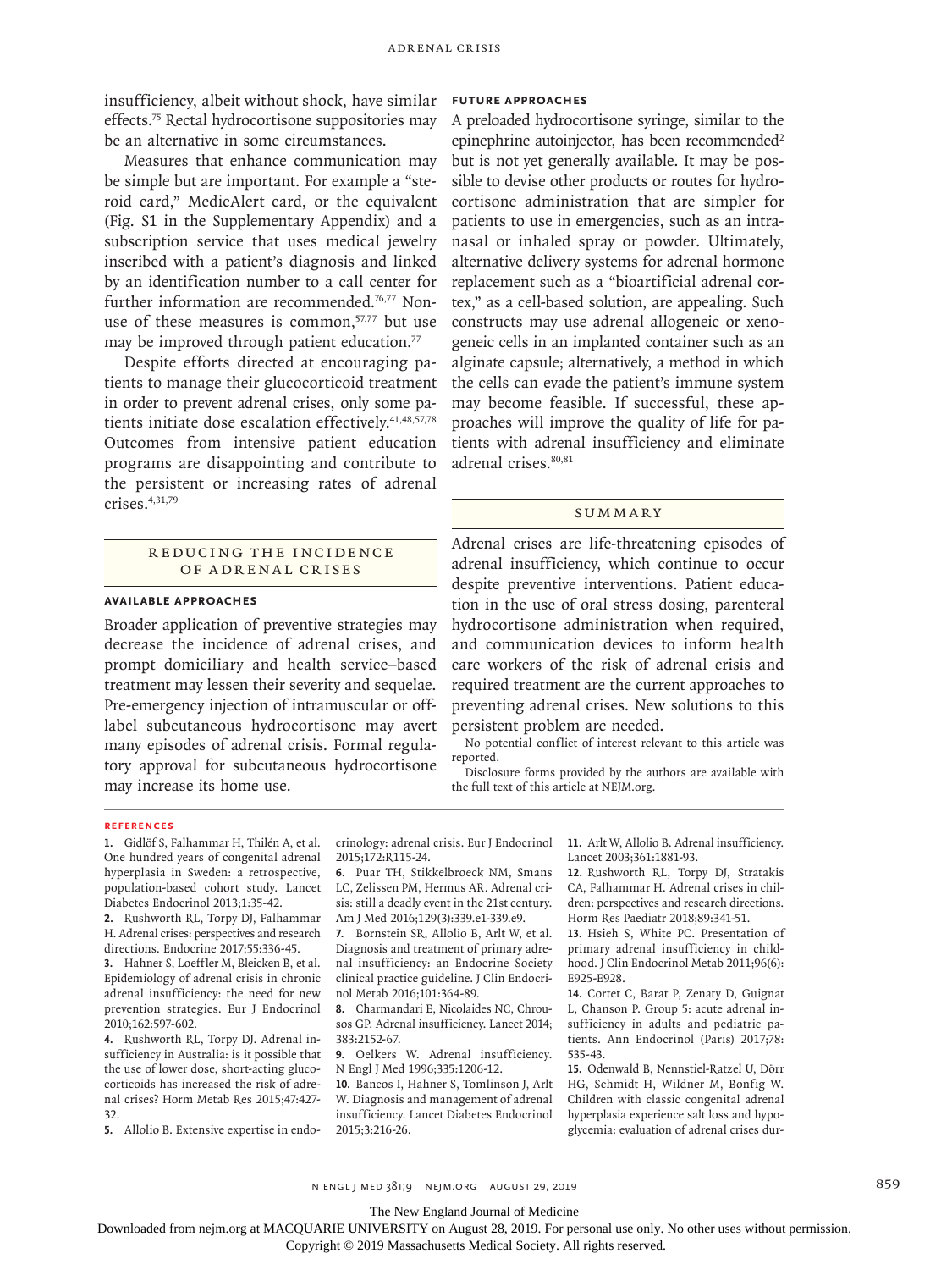insufficiency, albeit without shock, have similar effects.[75] Rectal hydrocortisone suppositories may be an alternative in some circumstances.

Measures that enhance communication may be simple but are important. For example a "steroid card," MedicAlert card, or the equivalent (Fig. S1 in the Supplementary Appendix) and a subscription service that uses medical jewelry inscribed with a patient's diagnosis and linked by an identification number to a call center for further information are recommended.[76,77] Nonuse of these measures is common,[57,77] but use may be improved through patient education.[77]

Despite efforts directed at encouraging patients to manage their glucocorticoid treatment in order to prevent adrenal crises, only some patients initiate dose escalation effectively.[41,48,57,78] Outcomes from intensive patient education programs are disappointing and contribute to the persistent or increasing rates of adrenal crises.[4,31,79]

## Reducing the Incidence of Adrenal Crises

### Available Approaches

Broader application of preventive strategies may decrease the incidence of adrenal crises, and prompt domiciliary and health service–based treatment may lessen their severity and sequelae. Pre-emergency injection of intramuscular or off-label subcutaneous hydrocortisone may avert many episodes of adrenal crisis. Formal regulatory approval for subcutaneous hydrocortisone may increase its home use.

### Future Approaches

A preloaded hydrocortisone syringe, similar to the epinephrine autoinjector, has been recommended[2] but is not yet generally available. It may be possible to devise other products or routes for hydrocortisone administration that are simpler for patients to use in emergencies, such as an intranasal or inhaled spray or powder. Ultimately, alternative delivery systems for adrenal hormone replacement such as a "bioartificial adrenal cortex," as a cell-based solution, are appealing. Such constructs may use adrenal allogeneic or xenogeneic cells in an implanted container such as an alginate capsule; alternatively, a method in which the cells can evade the patient's immune system may become feasible. If successful, these approaches will improve the quality of life for patients with adrenal insufficiency and eliminate adrenal crises.[80,81]

## Summary

Adrenal crises are life-threatening episodes of adrenal insufficiency, which continue to occur despite preventive interventions. Patient education in the use of oral stress dosing, parenteral hydrocortisone administration when required, and communication devices to inform health care workers of the risk of adrenal crisis and required treatment are the current approaches to preventing adrenal crises. New solutions to this persistent problem are needed.

No potential conflict of interest relevant to this article was reported.

Disclosure forms provided by the authors are available with the full text of this article at NEJM.org.

### References

1. Gidlöf S, Falhammar H, Thilén A, et al. One hundred years of congenital adrenal hyperplasia in Sweden: a retrospective, population-based cohort study. Lancet Diabetes Endocrinol 2013;1:35-42.
2. Rushworth RL, Torpy DJ, Falhammar H. Adrenal crises: perspectives and research directions. Endocrine 2017;55:336-45.
3. Hahner S, Loeffler M, Bleicken B, et al. Epidemiology of adrenal crisis in chronic adrenal insufficiency: the need for new prevention strategies. Eur J Endocrinol 2010;162:597-602.
4. Rushworth RL, Torpy DJ. Adrenal insufficiency in Australia: is it possible that the use of lower dose, short-acting glucocorticoids has increased the risk of adrenal crises? Horm Metab Res 2015;47:427-32.
5. Allolio B. Extensive expertise in endocrinology: adrenal crisis. Eur J Endocrinol 2015;172:R115-24.
6. Puar TH, Stikkelbroeck NM, Smans LC, Zelissen PM, Hermus AR. Adrenal crisis: still a deadly event in the 21st century. Am J Med 2016;129(3):339.e1-339.e9.
7. Bornstein SR, Allolio B, Arlt W, et al. Diagnosis and treatment of primary adrenal insufficiency: an Endocrine Society clinical practice guideline. J Clin Endocrinol Metab 2016;101:364-89.
8. Charmandari E, Nicolaides NC, Chrousos GP. Adrenal insufficiency. Lancet 2014; 383:2152-67.
9. Oelkers W. Adrenal insufficiency. N Engl J Med 1996;335:1206-12.
10. Bancos I, Hahner S, Tomlinson J, Arlt W. Diagnosis and management of adrenal insufficiency. Lancet Diabetes Endocrinol 2015;3:216-26.
11. Arlt W, Allolio B. Adrenal insufficiency. Lancet 2003;361:1881-93.
12. Rushworth RL, Torpy DJ, Stratakis CA, Falhammar H. Adrenal crises in children: perspectives and research directions. Horm Res Paediatr 2018;89:341-51.
13. Hsieh S, White PC. Presentation of primary adrenal insufficiency in childhood. J Clin Endocrinol Metab 2011;96(6): E925-E928.
14. Cortet C, Barat P, Zenaty D, Guignat L, Chanson P. Group 5: acute adrenal insufficiency in adults and pediatric patients. Ann Endocrinol (Paris) 2017;78: 535-43.
15. Odenwald B, Nennstiel-Ratzel U, Dörr HG, Schmidt H, Wildner M, Bonfig W. Children with classic congenital adrenal hyperplasia experience salt loss and hypoglycemia: evaluation of adrenal crises dur-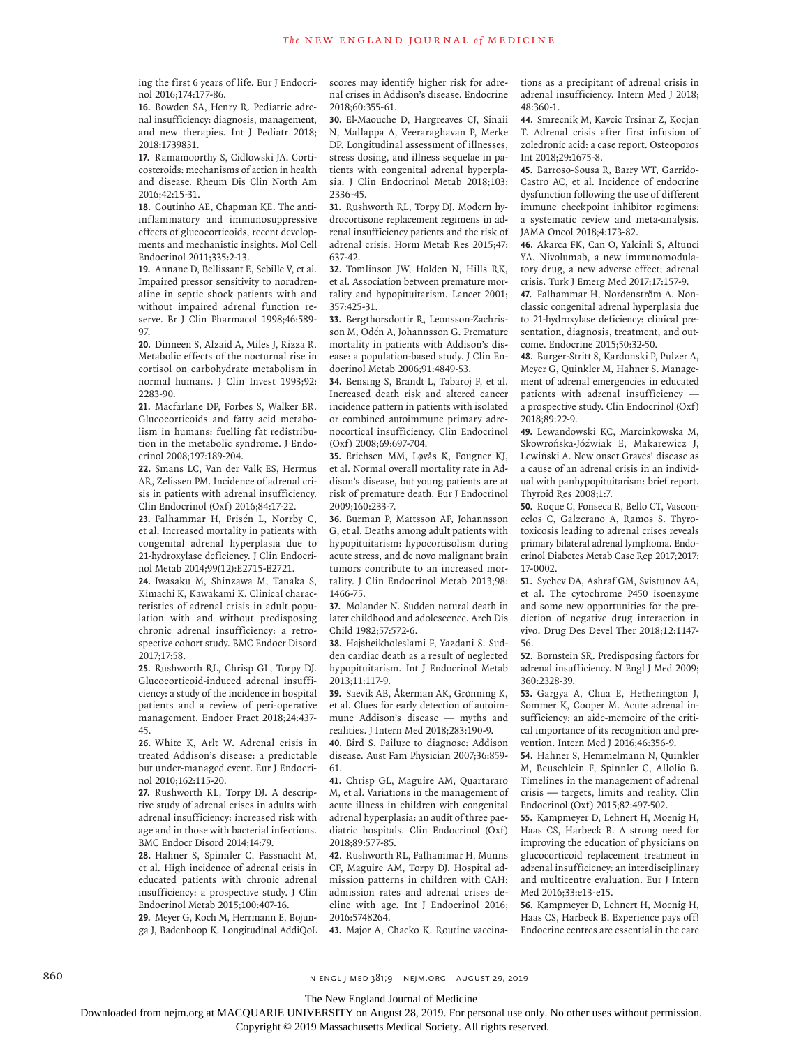ing the first 6 years of life. Eur J Endocrinol 2016;174:177-86.

16. Bowden SA, Henry R. Pediatric adrenal insufficiency: diagnosis, management, and new therapies. Int J Pediatr 2018;2018:1739831.

17. Ramamoorthy S, Cidlowski JA. Corticosteroids: mechanisms of action in health and disease. Rheum Dis Clin North Am 2016;42:15-31.

18. Coutinho AE, Chapman KE. The antiinflammatory and immunosuppressive effects of glucocorticoids, recent developments and mechanistic insights. Mol Cell Endocrinol 2011;335:2-13.

19. Annane D, Bellissant E, Sebille V, et al. Impaired pressor sensitivity to noradrenaline in septic shock patients with and without impaired adrenal function reserve. Br J Clin Pharmacol 1998;46:589-97.

20. Dinneen S, Alzaid A, Miles J, Rizza R. Metabolic effects of the nocturnal rise in cortisol on carbohydrate metabolism in normal humans. J Clin Invest 1993;92:2283-90.

21. Macfarlane DP, Forbes S, Walker BR. Glucocorticoids and fatty acid metabolism in humans: fuelling fat redistribution in the metabolic syndrome. J Endocrinol 2008;197:189-204.

22. Smans LC, Van der Valk ES, Hermus AR, Zelissen PM. Incidence of adrenal crisis in patients with adrenal insufficiency. Clin Endocrinol (Oxf) 2016;84:17-22.

23. Falhammar H, Frisén L, Norrby C, et al. Increased mortality in patients with congenital adrenal hyperplasia due to 21-hydroxylase deficiency. J Clin Endocrinol Metab 2014;99(12):E2715-E2721.

24. Iwasaku M, Shinzawa M, Tanaka S, Kimachi K, Kawakami K. Clinical characteristics of adrenal crisis in adult population with and without predisposing chronic adrenal insufficiency: a retrospective cohort study. BMC Endocr Disord 2017;17:58.

25. Rushworth RL, Chrisp GL, Torpy DJ. Glucocorticoid-induced adrenal insufficiency: a study of the incidence in hospital patients and a review of peri-operative management. Endocr Pract 2018;24:437-45.

26. White K, Arlt W. Adrenal crisis in treated Addison's disease: a predictable but under-managed event. Eur J Endocrinol 2010;162:115-20.

27. Rushworth RL, Torpy DJ. A descriptive study of adrenal crises in adults with adrenal insufficiency: increased risk with age and in those with bacterial infections. BMC Endocr Disord 2014;14:79.

28. Hahner S, Spinnler C, Fassnacht M, et al. High incidence of adrenal crisis in educated patients with chronic adrenal insufficiency: a prospective study. J Clin Endocrinol Metab 2015;100:407-16.

29. Meyer G, Koch M, Herrmann E, Bojunga J, Badenhoop K. Longitudinal AddiQoL scores may identify higher risk for adrenal crises in Addison's disease. Endocrine 2018;60:355-61.

30. El-Maouche D, Hargreaves CJ, Sinaii N, Mallappa A, Veeraraghavan P, Merke DP. Longitudinal assessment of illnesses, stress dosing, and illness sequelae in patients with congenital adrenal hyperplasia. J Clin Endocrinol Metab 2018;103:2336-45.

31. Rushworth RL, Torpy DJ. Modern hydrocortisone replacement regimens in adrenal insufficiency patients and the risk of adrenal crisis. Horm Metab Res 2015;47:637-42.

32. Tomlinson JW, Holden N, Hills RK, et al. Association between premature mortality and hypopituitarism. Lancet 2001;357:425-31.

33. Bergthorsdottir R, Leonsson-Zachrisson M, Odén A, Johannsson G. Premature mortality in patients with Addison's disease: a population-based study. J Clin Endocrinol Metab 2006;91:4849-53.

34. Bensing S, Brandt L, Tabaroj F, et al. Increased death risk and altered cancer incidence pattern in patients with isolated or combined autoimmune primary adrenocortical insufficiency. Clin Endocrinol (Oxf) 2008;69:697-704.

35. Erichsen MM, Løvås K, Fougner KJ, et al. Normal overall mortality rate in Addison's disease, but young patients are at risk of premature death. Eur J Endocrinol 2009;160:233-7.

36. Burman P, Mattsson AF, Johannsson G, et al. Deaths among adult patients with hypopituitarism: hypocortisolism during acute stress, and de novo malignant brain tumors contribute to an increased mortality. J Clin Endocrinol Metab 2013;98:1466-75.

37. Molander N. Sudden natural death in later childhood and adolescence. Arch Dis Child 1982;57:572-6.

38. Hajsheikholeslami F, Yazdani S. Sudden cardiac death as a result of neglected hypopituitarism. Int J Endocrinol Metab 2013;11:117-9.

39. Saevik AB, Åkerman AK, Grønning K, et al. Clues for early detection of autoimmune Addison's disease — myths and realities. J Intern Med 2018;283:190-9.

40. Bird S. Failure to diagnose: Addison disease. Aust Fam Physician 2007;36:859-61.

41. Chrisp GL, Maguire AM, Quartararo M, et al. Variations in the management of acute illness in children with congenital adrenal hyperplasia: an audit of three paediatric hospitals. Clin Endocrinol (Oxf) 2018;89:577-85.

42. Rushworth RL, Falhammar H, Munns CF, Maguire AM, Torpy DJ. Hospital admission patterns in children with CAH: admission rates and adrenal crises decline with age. Int J Endocrinol 2016;2016:5748264.

43. Major A, Chacko K. Routine vaccinations as a precipitant of adrenal crisis in adrenal insufficiency. Intern Med J 2018;48:360-1.

44. Smrecnik M, Kavcic Trsinar Z, Kocjan T. Adrenal crisis after first infusion of zoledronic acid: a case report. Osteoporos Int 2018;29:1675-8.

45. Barroso-Sousa R, Barry WT, Garrido-Castro AC, et al. Incidence of endocrine dysfunction following the use of different immune checkpoint inhibitor regimens: a systematic review and meta-analysis. JAMA Oncol 2018;4:173-82.

46. Akarca FK, Can O, Yalcinli S, Altunci YA. Nivolumab, a new immunomodulatory drug, a new adverse effect; adrenal crisis. Turk J Emerg Med 2017;17:157-9.

47. Falhammar H, Nordenström A. Nonclassic congenital adrenal hyperplasia due to 21-hydroxylase deficiency: clinical presentation, diagnosis, treatment, and outcome. Endocrine 2015;50:32-50.

48. Burger-Stritt S, Kardonski P, Pulzer A, Meyer G, Quinkler M, Hahner S. Management of adrenal emergencies in educated patients with adrenal insufficiency — a prospective study. Clin Endocrinol (Oxf) 2018;89:22-9.

49. Lewandowski KC, Marcinkowska M, Skowrońska-Jóźwiak E, Makarewicz J, Lewiński A. New onset Graves' disease as a cause of an adrenal crisis in an individual with panhypopituitarism: brief report. Thyroid Res 2008;1:7.

50. Roque C, Fonseca R, Bello CT, Vasconcelos C, Galzerano A, Ramos S. Thyrotoxicosis leading to adrenal crises reveals primary bilateral adrenal lymphoma. Endocrinol Diabetes Metab Case Rep 2017;2017:17-0002.

51. Sychev DA, Ashraf GM, Svistunov AA, et al. The cytochrome P450 isoenzyme and some new opportunities for the prediction of negative drug interaction in vivo. Drug Des Devel Ther 2018;12:1147-56.

52. Bornstein SR. Predisposing factors for adrenal insufficiency. N Engl J Med 2009;360:2328-39.

53. Gargya A, Chua E, Hetherington J, Sommer K, Cooper M. Acute adrenal insufficiency: an aide-memoire of the critical importance of its recognition and prevention. Intern Med J 2016;46:356-9.

54. Hahner S, Hemmelmann N, Quinkler M, Beuschlein F, Spinnler C, Allolio B. Timelines in the management of adrenal crisis — targets, limits and reality. Clin Endocrinol (Oxf) 2015;82:497-502.

55. Kampmeyer D, Lehnert H, Moenig H, Haas CS, Harbeck B. A strong need for improving the education of physicians on glucocorticoid replacement treatment in adrenal insufficiency: an interdisciplinary and multicentre evaluation. Eur J Intern Med 2016;33:e13-e15.

56. Kampmeyer D, Lehnert H, Moenig H, Haas CS, Harbeck B. Experience pays off! Endocrine centres are essential in the care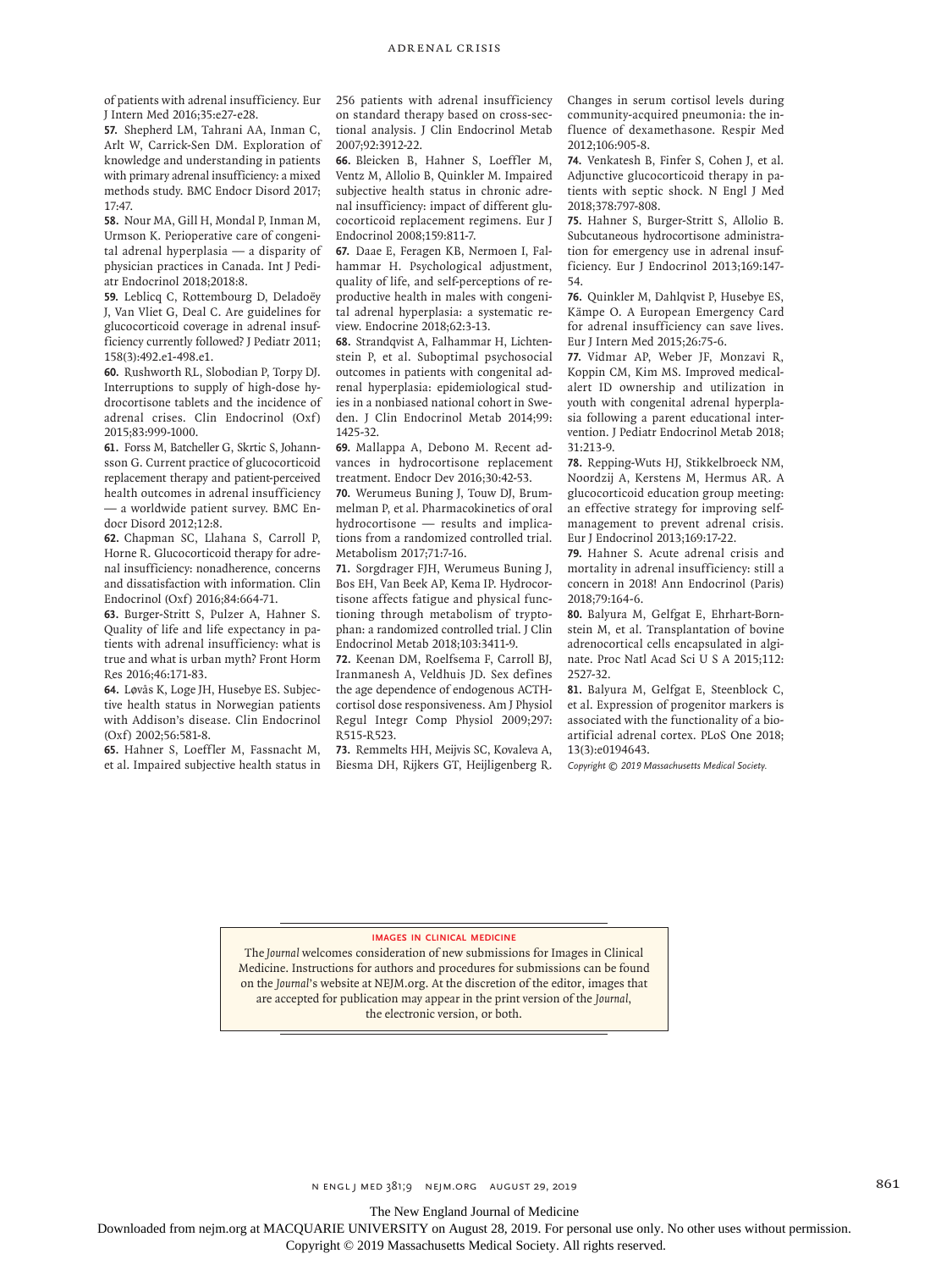of patients with adrenal insufficiency. Eur J Intern Med 2016;35:e27-e28.

**57.** Shepherd LM, Tahrani AA, Inman C, Arlt W, Carrick-Sen DM. Exploration of knowledge and understanding in patients with primary adrenal insufficiency: a mixed methods study. BMC Endocr Disord 2017;17:47.

**58.** Nour MA, Gill H, Mondal P, Inman M, Urmson K. Perioperative care of congenital adrenal hyperplasia — a disparity of physician practices in Canada. Int J Pediatr Endocrinol 2018;2018:8.

**59.** Leblicq C, Rottembourg D, Deladoëy J, Van Vliet G, Deal C. Are guidelines for glucocorticoid coverage in adrenal insufficiency currently followed? J Pediatr 2011;158(3):492.e1-498.e1.

**60.** Rushworth RL, Slobodian P, Torpy DJ. Interruptions to supply of high-dose hydrocortisone tablets and the incidence of adrenal crises. Clin Endocrinol (Oxf) 2015;83:999-1000.

**61.** Forss M, Batcheller G, Skrtic S, Johannsson G. Current practice of glucocorticoid replacement therapy and patient-perceived health outcomes in adrenal insufficiency — a worldwide patient survey. BMC Endocr Disord 2012;12:8.

**62.** Chapman SC, Llahana S, Carroll P, Horne R. Glucocorticoid therapy for adrenal insufficiency: nonadherence, concerns and dissatisfaction with information. Clin Endocrinol (Oxf) 2016;84:664-71.

**63.** Burger-Stritt S, Pulzer A, Hahner S. Quality of life and life expectancy in patients with adrenal insufficiency: what is true and what is urban myth? Front Horm Res 2016;46:171-83.

**64.** Løvås K, Loge JH, Husebye ES. Subjective health status in Norwegian patients with Addison's disease. Clin Endocrinol (Oxf) 2002;56:581-8.

**65.** Hahner S, Loeffler M, Fassnacht M, et al. Impaired subjective health status in 256 patients with adrenal insufficiency on standard therapy based on cross-sectional analysis. J Clin Endocrinol Metab 2007;92:3912-22.

**66.** Bleicken B, Hahner S, Loeffler M, Ventz M, Allolio B, Quinkler M. Impaired subjective health status in chronic adrenal insufficiency: impact of different glucocorticoid replacement regimens. Eur J Endocrinol 2008;159:811-7.

**67.** Daae E, Feragen KB, Nermoen I, Falhammar H. Psychological adjustment, quality of life, and self-perceptions of reproductive health in males with congenital adrenal hyperplasia: a systematic review. Endocrine 2018;62:3-13.

**68.** Strandqvist A, Falhammar H, Lichtenstein P, et al. Suboptimal psychosocial outcomes in patients with congenital adrenal hyperplasia: epidemiological studies in a nonbiased national cohort in Sweden. J Clin Endocrinol Metab 2014;99:1425-32.

**69.** Mallappa A, Debono M. Recent advances in hydrocortisone replacement treatment. Endocr Dev 2016;30:42-53.

**70.** Werumeus Buning J, Touw DJ, Brummelman P, et al. Pharmacokinetics of oral hydrocortisone — results and implications from a randomized controlled trial. Metabolism 2017;71:7-16.

**71.** Sorgdrager FJH, Werumeus Buning J, Bos EH, Van Beek AP, Kema IP. Hydrocortisone affects fatigue and physical functioning through metabolism of tryptophan: a randomized controlled trial. J Clin Endocrinol Metab 2018;103:3411-9.

**72.** Keenan DM, Roelfsema F, Carroll BJ, Iranmanesh A, Veldhuis JD. Sex defines the age dependence of endogenous ACTH-cortisol dose responsiveness. Am J Physiol Regul Integr Comp Physiol 2009;297:R515-R523.

**73.** Remmelts HH, Meijvis SC, Kovaleva A, Biesma DH, Rijkers GT, Heijligenberg R. Changes in serum cortisol levels during community-acquired pneumonia: the influence of dexamethasone. Respir Med 2012;106:905-8.

**74.** Venkatesh B, Finfer S, Cohen J, et al. Adjunctive glucocorticoid therapy in patients with septic shock. N Engl J Med 2018;378:797-808.

**75.** Hahner S, Burger-Stritt S, Allolio B. Subcutaneous hydrocortisone administration for emergency use in adrenal insufficiency. Eur J Endocrinol 2013;169:147-54.

**76.** Quinkler M, Dahlqvist P, Husebye ES, Kämpe O. A European Emergency Card for adrenal insufficiency can save lives. Eur J Intern Med 2015;26:75-6.

**77.** Vidmar AP, Weber JF, Monzavi R, Koppin CM, Kim MS. Improved medical-alert ID ownership and utilization in youth with congenital adrenal hyperplasia following a parent educational intervention. J Pediatr Endocrinol Metab 2018;31:213-9.

**78.** Repping-Wuts HJ, Stikkelbroeck NM, Noordzij A, Kerstens M, Hermus AR. A glucocorticoid education group meeting: an effective strategy for improving self-management to prevent adrenal crisis. Eur J Endocrinol 2013;169:17-22.

**79.** Hahner S. Acute adrenal crisis and mortality in adrenal insufficiency: still a concern in 2018! Ann Endocrinol (Paris) 2018;79:164-6.

**80.** Balyura M, Gelfgat E, Ehrhart-Bornstein M, et al. Transplantation of bovine adrenocortical cells encapsulated in alginate. Proc Natl Acad Sci U S A 2015;112:2527-32.

**81.** Balyura M, Gelfgat E, Steenblock C, et al. Expression of progenitor markers is associated with the functionality of a bioartificial adrenal cortex. PLoS One 2018;13(3):e0194643.

*Copyright © 2019 Massachusetts Medical Society.*

**IMAGES IN CLINICAL MEDICINE**

The *Journal* welcomes consideration of new submissions for Images in Clinical Medicine. Instructions for authors and procedures for submissions can be found on the *Journal*'s website at NEJM.org. At the discretion of the editor, images that are accepted for publication may appear in the print version of the *Journal*, the electronic version, or both.